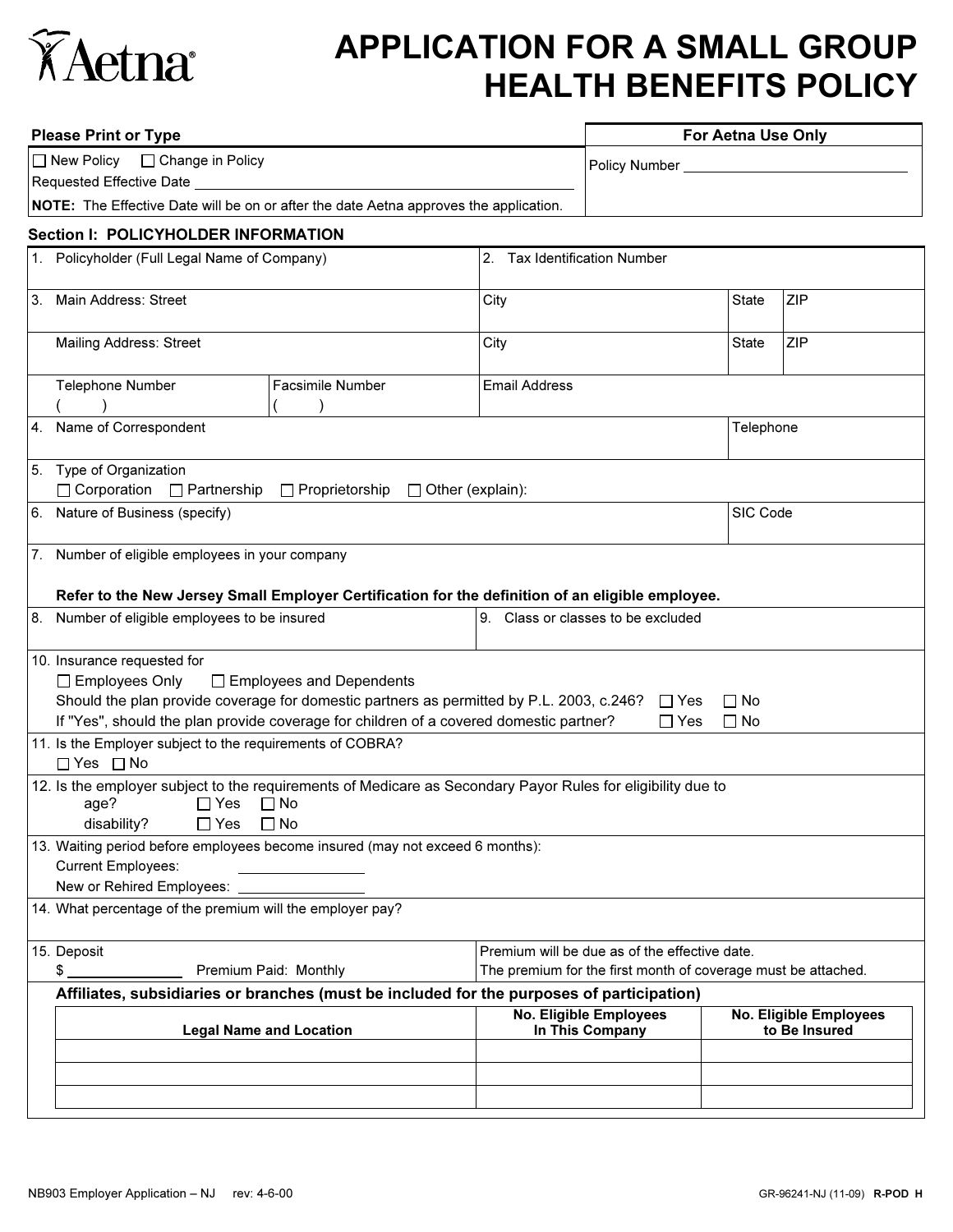Aetna®

# APPLICATION FOR A SMALL GROUP HEALTH BENEFITS POLICY

**Please Print or Type**

☐ New Policy ☐ Change in Policy

Requested Effective Date ______________________________

**NOTE:** The Effective Date will be on or after the date Aetna approves the application.

**For Aetna Use Only**

Policy Number ______________________________

## Section I: POLICYHOLDER INFORMATION

1. Policyholder (Full Legal Name of Company)

2. Tax Identification Number

3. Main Address: Street | City | State | ZIP

   Mailing Address: Street | City | State | ZIP

   Telephone Number ( ) | Facsimile Number ( ) | Email Address

4. Name of Correspondent | Telephone

5. Type of Organization
   ☐ Corporation ☐ Partnership ☐ Proprietorship ☐ Other (explain):

6. Nature of Business (specify) | SIC Code

7. Number of eligible employees in your company

   **Refer to the New Jersey Small Employer Certification for the definition of an eligible employee.**

8. Number of eligible employees to be insured

9. Class or classes to be excluded

10. Insurance requested for
    ☐ Employees Only ☐ Employees and Dependents
    Should the plan provide coverage for domestic partners as permitted by P.L. 2003, c.246? ☐ Yes ☐ No
    If "Yes", should the plan provide coverage for children of a covered domestic partner? ☐ Yes ☐ No

11. Is the Employer subject to the requirements of COBRA?
    ☐ Yes ☐ No

12. Is the employer subject to the requirements of Medicare as Secondary Payor Rules for eligibility due to
    age? ☐ Yes ☐ No
    disability? ☐ Yes ☐ No

13. Waiting period before employees become insured (may not exceed 6 months):
    Current Employees: ________________
    New or Rehired Employees: ________________

14. What percentage of the premium will the employer pay?

15. Deposit
    $ ______________ Premium Paid: Monthly

    Premium will be due as of the effective date.
    The premium for the first month of coverage must be attached.

**Affiliates, subsidiaries or branches (must be included for the purposes of participation)**

| Legal Name and Location | No. Eligible Employees In This Company | No. Eligible Employees to Be Insured |
|---|---|---|
| | | |
| | | |
| | | |

NB903 Employer Application – NJ rev: 4-6-00

GR-96241-NJ (11-09) **R-POD H**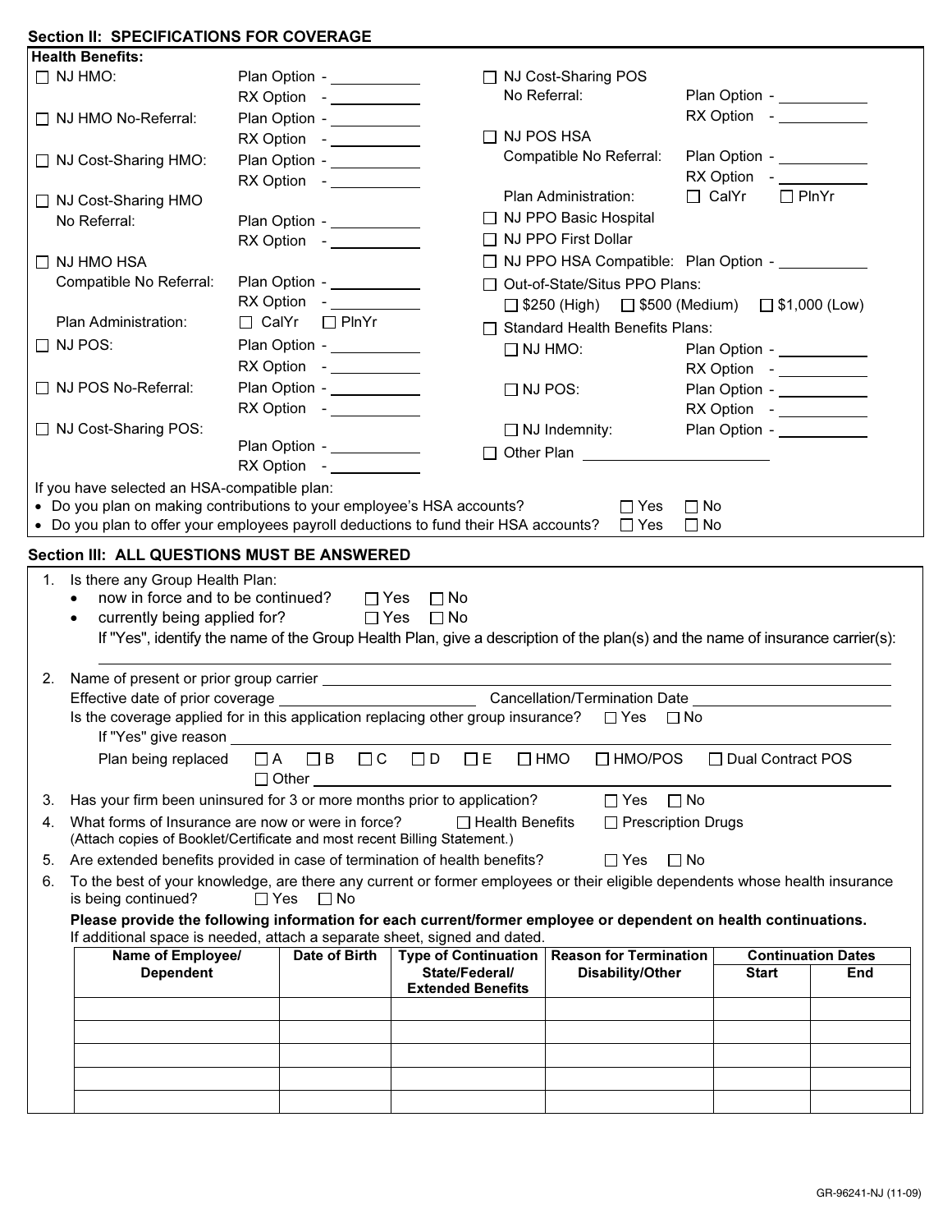## Section II: SPECIFICATIONS FOR COVERAGE

**Health Benefits:**

- ☐ NJ HMO: Plan Option - ___________ RX Option - ___________
- ☐ NJ HMO No-Referral: Plan Option - ___________ RX Option - ___________
- ☐ NJ Cost-Sharing HMO: Plan Option - ___________ RX Option - ___________
- ☐ NJ Cost-Sharing HMO No Referral: Plan Option - ___________ RX Option - ___________
- ☐ NJ HMO HSA Compatible No Referral: Plan Option - ___________ RX Option - ___________
  Plan Administration: ☐ CalYr ☐ PlnYr
- ☐ NJ POS: Plan Option - ___________ RX Option - ___________
- ☐ NJ POS No-Referral: Plan Option - ___________ RX Option - ___________
- ☐ NJ Cost-Sharing POS: Plan Option - ___________ RX Option - ___________
- ☐ NJ Cost-Sharing POS No Referral: Plan Option - ___________ RX Option - ___________
- ☐ NJ POS HSA Compatible No Referral: Plan Option - ___________ RX Option - ___________
  Plan Administration: ☐ CalYr ☐ PlnYr
- ☐ NJ PPO Basic Hospital
- ☐ NJ PPO First Dollar
- ☐ NJ PPO HSA Compatible: Plan Option - ___________
- ☐ Out-of-State/Situs PPO Plans:
  ☐ $250 (High) ☐ $500 (Medium) ☐ $1,000 (Low)
- ☐ Standard Health Benefits Plans:
  - ☐ NJ HMO: Plan Option - ___________ RX Option - ___________
  - ☐ NJ POS: Plan Option - ___________ RX Option - ___________
  - ☐ NJ Indemnity: Plan Option - ___________
- ☐ Other Plan ___________________

If you have selected an HSA-compatible plan:

- Do you plan on making contributions to your employee's HSA accounts? ☐ Yes ☐ No
- Do you plan to offer your employees payroll deductions to fund their HSA accounts? ☐ Yes ☐ No

## Section III: ALL QUESTIONS MUST BE ANSWERED

1. Is there any Group Health Plan:
   - now in force and to be continued? ☐ Yes ☐ No
   - currently being applied for? ☐ Yes ☐ No

   If "Yes", identify the name of the Group Health Plan, give a description of the plan(s) and the name of insurance carrier(s):
   ___________________________________________

2. Name of present or prior group carrier ___________________________
   Effective date of prior coverage ___________________ Cancellation/Termination Date ___________________
   Is the coverage applied for in this application replacing other group insurance? ☐ Yes ☐ No
   If "Yes" give reason ___________________________
   Plan being replaced ☐ A ☐ B ☐ C ☐ D ☐ E ☐ HMO ☐ HMO/POS ☐ Dual Contract POS ☐ Other ___________

3. Has your firm been uninsured for 3 or more months prior to application? ☐ Yes ☐ No

4. What forms of Insurance are now or were in force? ☐ Health Benefits ☐ Prescription Drugs
   (Attach copies of Booklet/Certificate and most recent Billing Statement.)

5. Are extended benefits provided in case of termination of health benefits? ☐ Yes ☐ No

6. To the best of your knowledge, are there any current or former employees or their eligible dependents whose health insurance is being continued? ☐ Yes ☐ No

   **Please provide the following information for each current/former employee or dependent on health continuations.**
   If additional space is needed, attach a separate sheet, signed and dated.

| Name of Employee/ Dependent | Date of Birth | Type of Continuation State/Federal/ Extended Benefits | Reason for Termination Disability/Other | Continuation Dates | |
|---|---|---|---|---|---|
| | | | | Start | End |
| | | | | | |
| | | | | | |
| | | | | | |
| | | | | | |
| | | | | | |

GR-96241-NJ (11-09)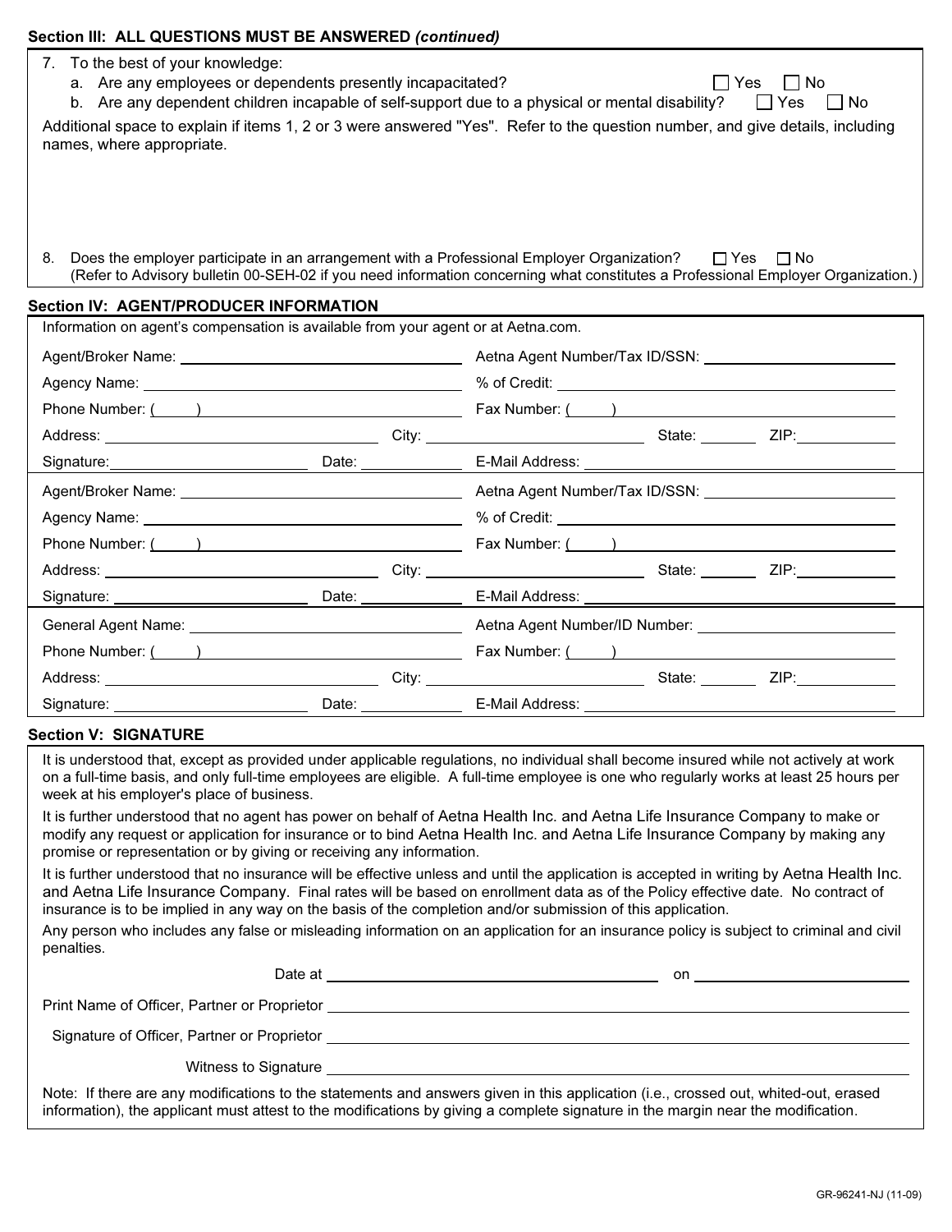## Section III: ALL QUESTIONS MUST BE ANSWERED *(continued)*

7. To the best of your knowledge:
   a. Are any employees or dependents presently incapacitated? ☐ Yes ☐ No
   b. Are any dependent children incapable of self-support due to a physical or mental disability? ☐ Yes ☐ No

Additional space to explain if items 1, 2 or 3 were answered "Yes". Refer to the question number, and give details, including names, where appropriate.

8. Does the employer participate in an arrangement with a Professional Employer Organization? ☐ Yes ☐ No
(Refer to Advisory bulletin 00-SEH-02 if you need information concerning what constitutes a Professional Employer Organization.)

## Section IV: AGENT/PRODUCER INFORMATION

Information on agent's compensation is available from your agent or at Aetna.com.

Agent/Broker Name: ______________________ Aetna Agent Number/Tax ID/SSN: ______________________

Agency Name: ______________________ % of Credit: ______________________

Phone Number: (____) ______________________ Fax Number: (____) ______________________

Address: ______________________ City: ______________________ State: ________ ZIP: ________

Signature: ______________________ Date: ____________ E-Mail Address: ______________________

Agent/Broker Name: ______________________ Aetna Agent Number/Tax ID/SSN: ______________________

Agency Name: ______________________ % of Credit: ______________________

Phone Number: (____) ______________________ Fax Number: (____) ______________________

Address: ______________________ City: ______________________ State: ________ ZIP: ________

Signature: ______________________ Date: ____________ E-Mail Address: ______________________

General Agent Name: ______________________ Aetna Agent Number/ID Number: ______________________

Phone Number: (____) ______________________ Fax Number: (____) ______________________

Address: ______________________ City: ______________________ State: ________ ZIP: ________

Signature: ______________________ Date: ____________ E-Mail Address: ______________________

## Section V: SIGNATURE

It is understood that, except as provided under applicable regulations, no individual shall become insured while not actively at work on a full-time basis, and only full-time employees are eligible. A full-time employee is one who regularly works at least 25 hours per week at his employer's place of business.

It is further understood that no agent has power on behalf of Aetna Health Inc. and Aetna Life Insurance Company to make or modify any request or application for insurance or to bind Aetna Health Inc. and Aetna Life Insurance Company by making any promise or representation or by giving or receiving any information.

It is further understood that no insurance will be effective unless and until the application is accepted in writing by Aetna Health Inc. and Aetna Life Insurance Company. Final rates will be based on enrollment data as of the Policy effective date. No contract of insurance is to be implied in any way on the basis of the completion and/or submission of this application.

Any person who includes any false or misleading information on an application for an insurance policy is subject to criminal and civil penalties.

Date at ______________________________ on ______________________

Print Name of Officer, Partner or Proprietor ______________________________________________

Signature of Officer, Partner or Proprietor ______________________________________________

Witness to Signature ______________________________________________

Note: If there are any modifications to the statements and answers given in this application (i.e., crossed out, whited-out, erased information), the applicant must attest to the modifications by giving a complete signature in the margin near the modification.

GR-96241-NJ (11-09)